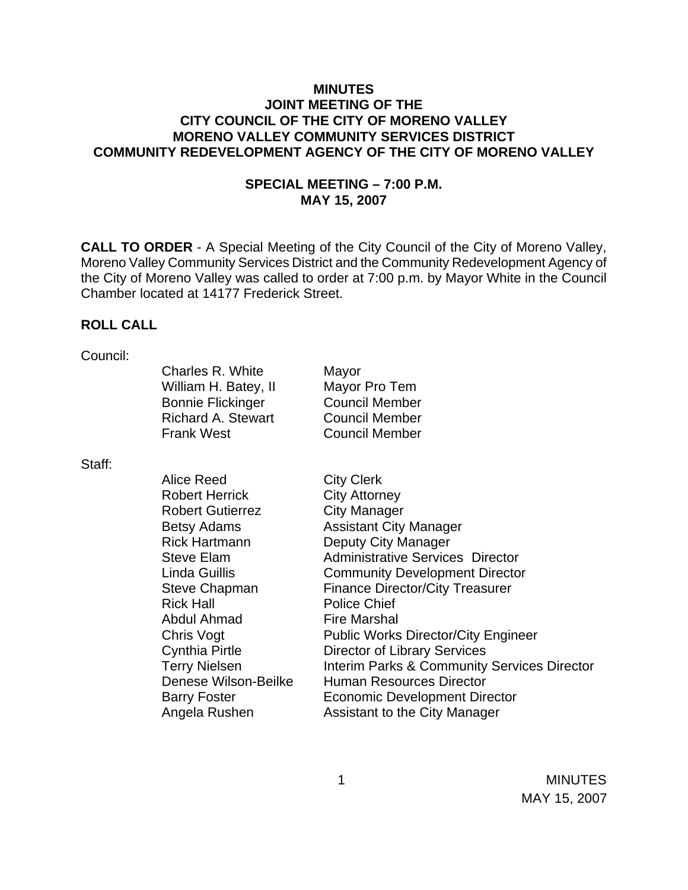# MINUTES
## JOINT MEETING OF THE
## CITY COUNCIL OF THE CITY OF MORENO VALLEY
## MORENO VALLEY COMMUNITY SERVICES DISTRICT
## COMMUNITY REDEVELOPMENT AGENCY OF THE CITY OF MORENO VALLEY

### SPECIAL MEETING – 7:00 P.M.
### MAY 15, 2007

**CALL TO ORDER** - A Special Meeting of the City Council of the City of Moreno Valley, Moreno Valley Community Services District and the Community Redevelopment Agency of the City of Moreno Valley was called to order at 7:00 p.m. by Mayor White in the Council Chamber located at 14177 Frederick Street.

**ROLL CALL**

Council:

| | |
|---|---|
| Charles R. White | Mayor |
| William H. Batey, II | Mayor Pro Tem |
| Bonnie Flickinger | Council Member |
| Richard A. Stewart | Council Member |
| Frank West | Council Member |

Staff:

| | |
|---|---|
| Alice Reed | City Clerk |
| Robert Herrick | City Attorney |
| Robert Gutierrez | City Manager |
| Betsy Adams | Assistant City Manager |
| Rick Hartmann | Deputy City Manager |
| Steve Elam | Administrative Services Director |
| Linda Guillis | Community Development Director |
| Steve Chapman | Finance Director/City Treasurer |
| Rick Hall | Police Chief |
| Abdul Ahmad | Fire Marshal |
| Chris Vogt | Public Works Director/City Engineer |
| Cynthia Pirtle | Director of Library Services |
| Terry Nielsen | Interim Parks & Community Services Director |
| Denese Wilson-Beilke | Human Resources Director |
| Barry Foster | Economic Development Director |
| Angela Rushen | Assistant to the City Manager |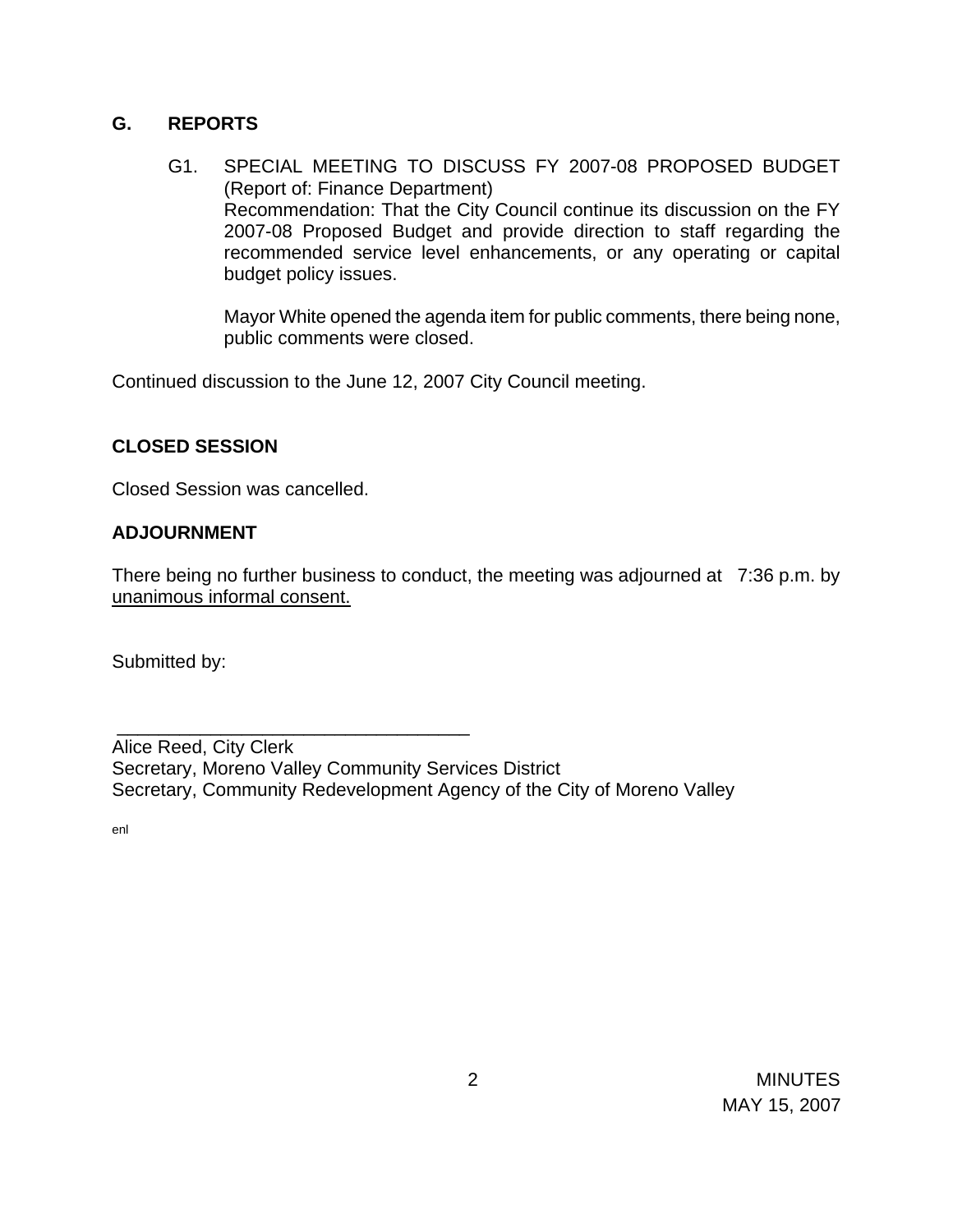## G. REPORTS

G1. SPECIAL MEETING TO DISCUSS FY 2007-08 PROPOSED BUDGET (Report of: Finance Department)
Recommendation: That the City Council continue its discussion on the FY 2007-08 Proposed Budget and provide direction to staff regarding the recommended service level enhancements, or any operating or capital budget policy issues.

Mayor White opened the agenda item for public comments, there being none, public comments were closed.

Continued discussion to the June 12, 2007 City Council meeting.

## CLOSED SESSION

Closed Session was cancelled.

## ADJOURNMENT

There being no further business to conduct, the meeting was adjourned at 7:36 p.m. by unanimous informal consent.

Submitted by:

\_\_\_\_\_\_\_\_\_\_\_\_\_\_\_\_\_\_\_\_\_\_\_\_\_\_\_\_\_\_\_\_\_\_\_\_

Alice Reed, City Clerk
Secretary, Moreno Valley Community Services District
Secretary, Community Redevelopment Agency of the City of Moreno Valley

enl